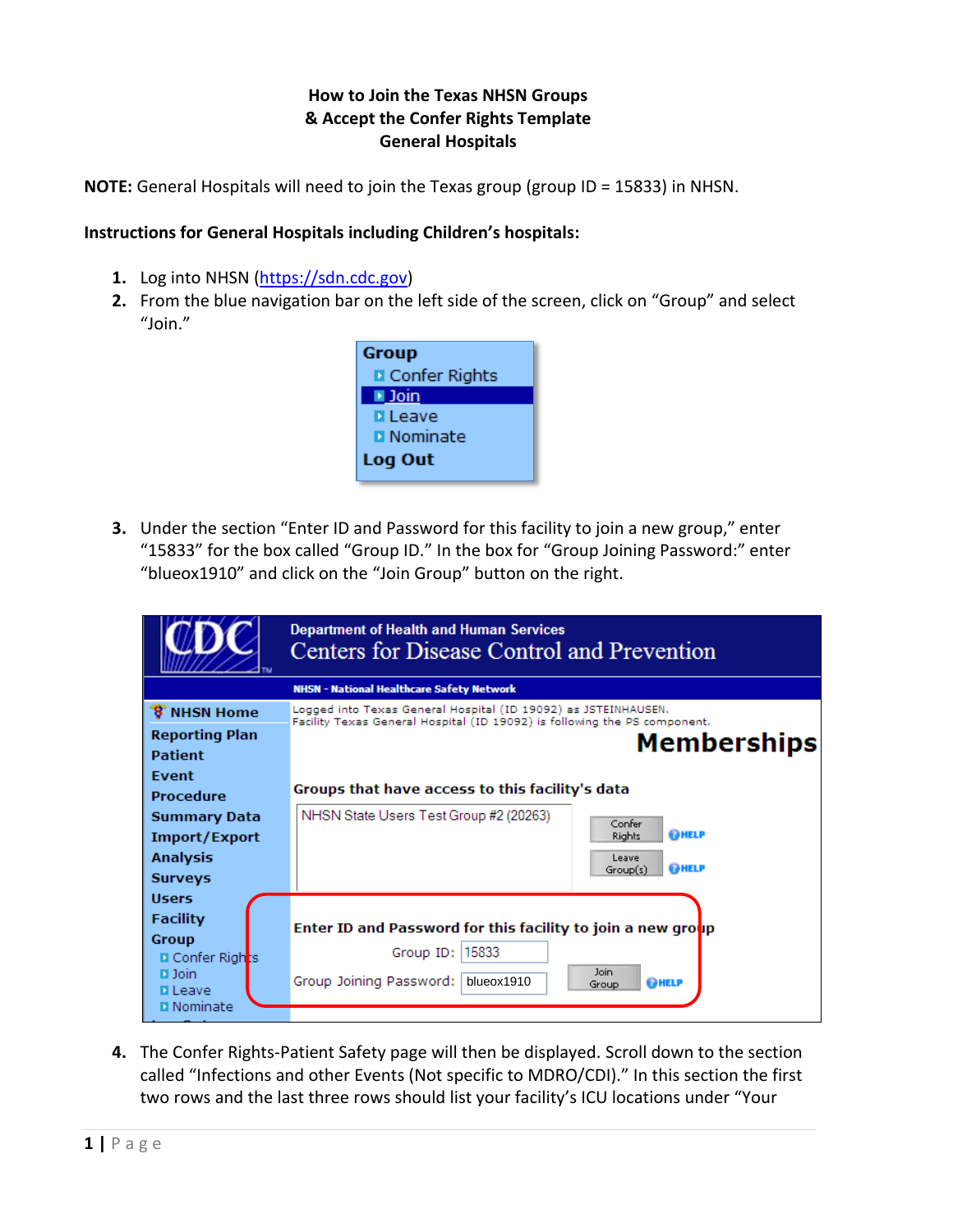**How to Join the Texas NHSN Groups**
**& Accept the Confer Rights Template**
**General Hospitals**

**NOTE:** General Hospitals will need to join the Texas group (group ID = 15833) in NHSN.

**Instructions for General Hospitals including Children's hospitals:**

1. Log into NHSN (https://sdn.cdc.gov)
2. From the blue navigation bar on the left side of the screen, click on "Group" and select "Join."

3. Under the section "Enter ID and Password for this facility to join a new group," enter "15833" for the box called "Group ID." In the box for "Group Joining Password:" enter "blueox1910" and click on the "Join Group" button on the right.

4. The Confer Rights-Patient Safety page will then be displayed. Scroll down to the section called "Infections and other Events (Not specific to MDRO/CDI)." In this section the first two rows and the last three rows should list your facility's ICU locations under "Your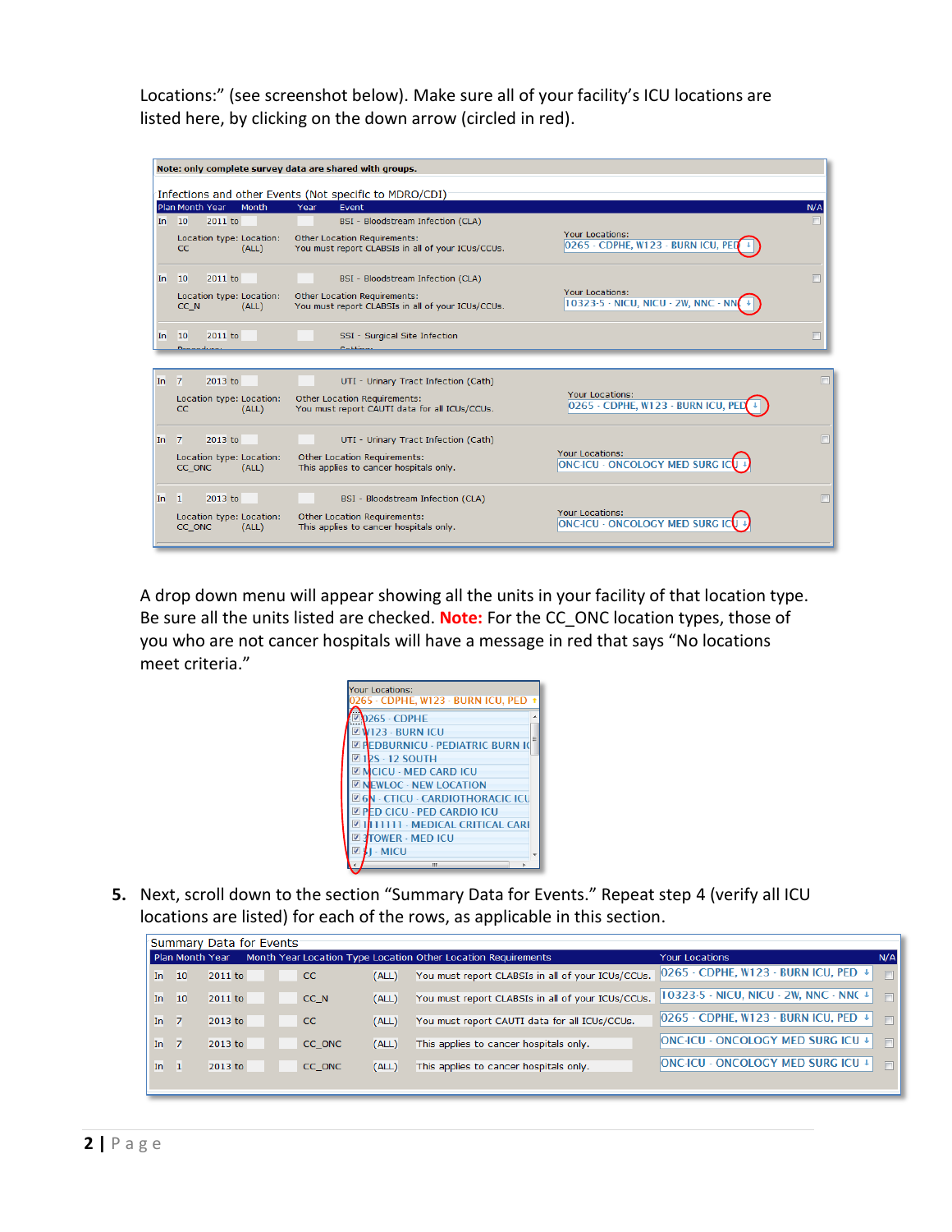Locations:" (see screenshot below). Make sure all of your facility's ICU locations are listed here, by clicking on the down arrow (circled in red).

**Note: only complete survey data are shared with groups.**

Infections and other Events (Not specific to MDRO/CDI)

| Plan | Month | Year | | Month | Year | Event | | N/A |
|---|---|---|---|---|---|---|---|---|
| In | 10 | 2011 | to | | | BSI - Bloodstream Infection (CLA) | | |
| | Location type: CC | Location: (ALL) | | | | Other Location Requirements: You must report CLABSIs in all of your ICUs/CCUs. | Your Locations: 0265 - CDPHE, W123 - BURN ICU, PED | |
| In | 10 | 2011 | to | | | BSI - Bloodstream Infection (CLA) | | |
| | Location type: CC_N | Location: (ALL) | | | | Other Location Requirements: You must report CLABSIs in all of your ICUs/CCUs. | Your Locations: 10323-5 - NICU, NICU - 2W, NNC - NN | |
| In | 10 | 2011 | to | | | SSI - Surgical Site Infection | | |
| In | 7 | 2013 | to | | | UTI - Urinary Tract Infection (Cath) | | |
| | Location type: CC | Location: (ALL) | | | | Other Location Requirements: You must report CAUTI data for all ICUs/CCUs. | Your Locations: 0265 - CDPHE, W123 - BURN ICU, PED | |
| In | 7 | 2013 | to | | | UTI - Urinary Tract Infection (Cath) | | |
| | Location type: CC_ONC | Location: (ALL) | | | | Other Location Requirements: This applies to cancer hospitals only. | Your Locations: ONC-ICU - ONCOLOGY MED SURG ICU | |
| In | 1 | 2013 | to | | | BSI - Bloodstream Infection (CLA) | | |
| | Location type: CC_ONC | Location: (ALL) | | | | Other Location Requirements: This applies to cancer hospitals only. | Your Locations: ONC-ICU - ONCOLOGY MED SURG ICU | |

A drop down menu will appear showing all the units in your facility of that location type. Be sure all the units listed are checked. **Note:** For the CC_ONC location types, those of you who are not cancer hospitals will have a message in red that says "No locations meet criteria."

Your Locations:
0265 - CDPHE, W123 - BURN ICU, PED

- ☑ 0265 - CDPHE
- ☑ W123 - BURN ICU
- ☑ PEDBURNICU - PEDIATRIC BURN IC
- ☑ 12S - 12 SOUTH
- ☑ MCICU - MED CARD ICU
- ☑ NEWLOC - NEW LOCATION
- ☑ 6N - CTICU - CARDIOTHORACIC ICU
- ☑ PED CICU - PED CARDIO ICU
- ☑ 111111 - MEDICAL CRITICAL CARE
- ☑ 3TOWER - MED ICU
- ☑ XJ - MICU

5. Next, scroll down to the section "Summary Data for Events." Repeat step 4 (verify all ICU locations are listed) for each of the rows, as applicable in this section.

Summary Data for Events

| Plan | Month | Year | | Month | Year | Location Type | Location | Other Location Requirements | Your Locations | N/A |
|---|---|---|---|---|---|---|---|---|---|---|
| In | 10 | 2011 | to | | | CC | (ALL) | You must report CLABSIs in all of your ICUs/CCUs. | 0265 - CDPHE, W123 - BURN ICU, PED | |
| In | 10 | 2011 | to | | | CC_N | (ALL) | You must report CLABSIs in all of your ICUs/CCUs. | 10323-5 - NICU, NICU - 2W, NNC - NNC | |
| In | 7 | 2013 | to | | | CC | (ALL) | You must report CAUTI data for all ICUs/CCUs. | 0265 - CDPHE, W123 - BURN ICU, PED | |
| In | 7 | 2013 | to | | | CC_ONC | (ALL) | This applies to cancer hospitals only. | ONC-ICU - ONCOLOGY MED SURG ICU | |
| In | 1 | 2013 | to | | | CC_ONC | (ALL) | This applies to cancer hospitals only. | ONC-ICU - ONCOLOGY MED SURG ICU | |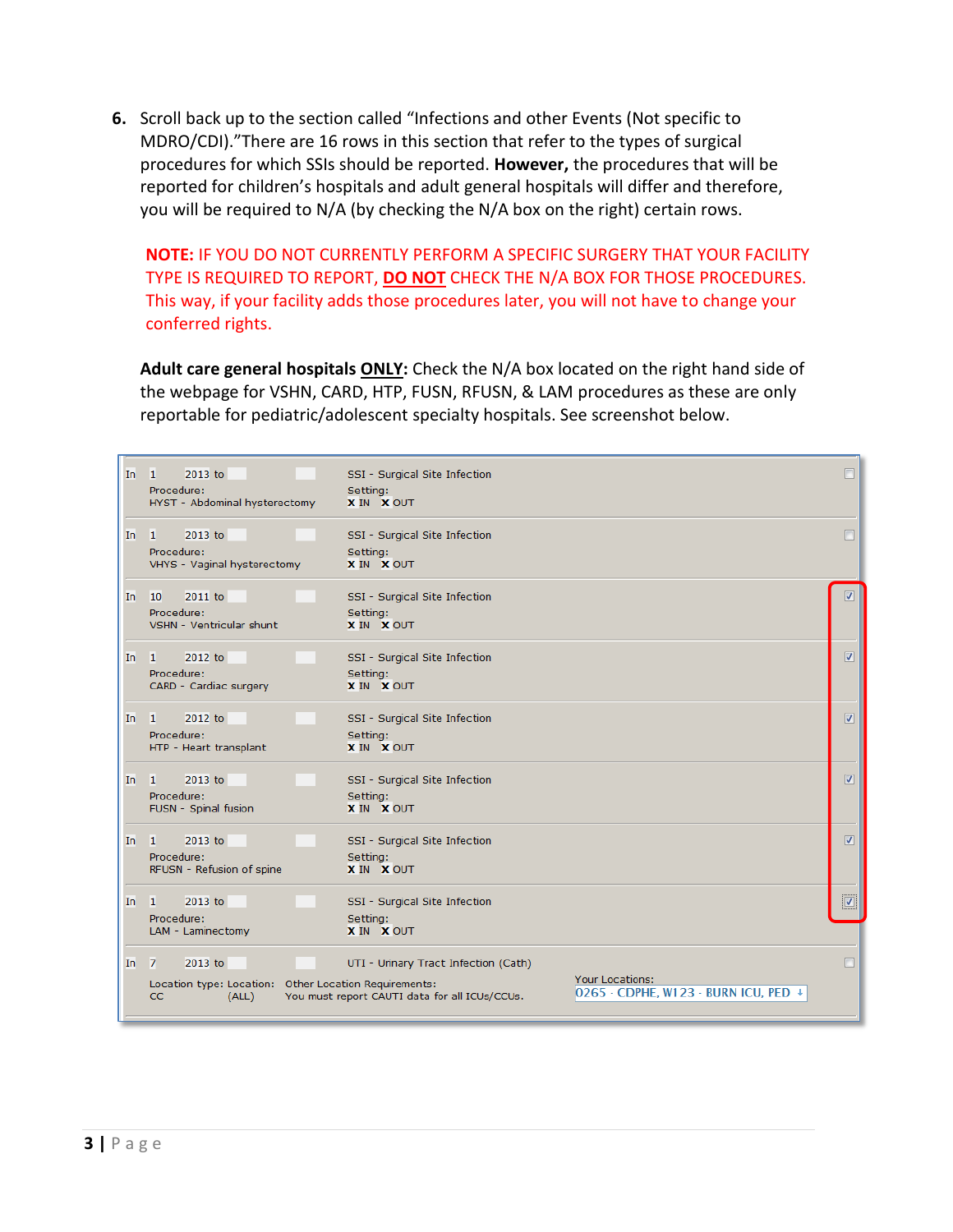6. Scroll back up to the section called “Infections and other Events (Not specific to MDRO/CDI).”There are 16 rows in this section that refer to the types of surgical procedures for which SSIs should be reported. **However,** the procedures that will be reported for children’s hospitals and adult general hospitals will differ and therefore, you will be required to N/A (by checking the N/A box on the right) certain rows.

   **NOTE:** IF YOU DO NOT CURRENTLY PERFORM A SPECIFIC SURGERY THAT YOUR FACILITY TYPE IS REQUIRED TO REPORT, **DO NOT** CHECK THE N/A BOX FOR THOSE PROCEDURES. This way, if your facility adds those procedures later, you will not have to change your conferred rights.

   **Adult care general hospitals ONLY:** Check the N/A box located on the right hand side of the webpage for VSHN, CARD, HTP, FUSN, RFUSN, & LAM procedures as these are only reportable for pediatric/adolescent specialty hospitals. See screenshot below.

| | Start | Procedure / Location | Event | Setting / Requirements | N/A |
|---|---|---|---|---|---|
| In | 1 2013 to | Procedure: HYST - Abdominal hysterectomy | SSI - Surgical Site Infection | Setting: X IN X OUT | ☐ |
| In | 1 2013 to | Procedure: VHYS - Vaginal hysterectomy | SSI - Surgical Site Infection | Setting: X IN X OUT | ☐ |
| In | 10 2011 to | Procedure: VSHN - Ventricular shunt | SSI - Surgical Site Infection | Setting: X IN X OUT | ☑ |
| In | 1 2012 to | Procedure: CARD - Cardiac surgery | SSI - Surgical Site Infection | Setting: X IN X OUT | ☑ |
| In | 1 2012 to | Procedure: HTP - Heart transplant | SSI - Surgical Site Infection | Setting: X IN X OUT | ☑ |
| In | 1 2013 to | Procedure: FUSN - Spinal fusion | SSI - Surgical Site Infection | Setting: X IN X OUT | ☑ |
| In | 1 2013 to | Procedure: RFUSN - Refusion of spine | SSI - Surgical Site Infection | Setting: X IN X OUT | ☑ |
| In | 1 2013 to | Procedure: LAM - Laminectomy | SSI - Surgical Site Infection | Setting: X IN X OUT | ☑ |
| In | 7 2013 to | Location type: CC Location: (ALL) | UTI - Urinary Tract Infection (Cath) | Other Location Requirements: You must report CAUTI data for all ICUs/CCUs. Your Locations: 0265 - CDPHE, W123 - BURN ICU, PED | ☐ |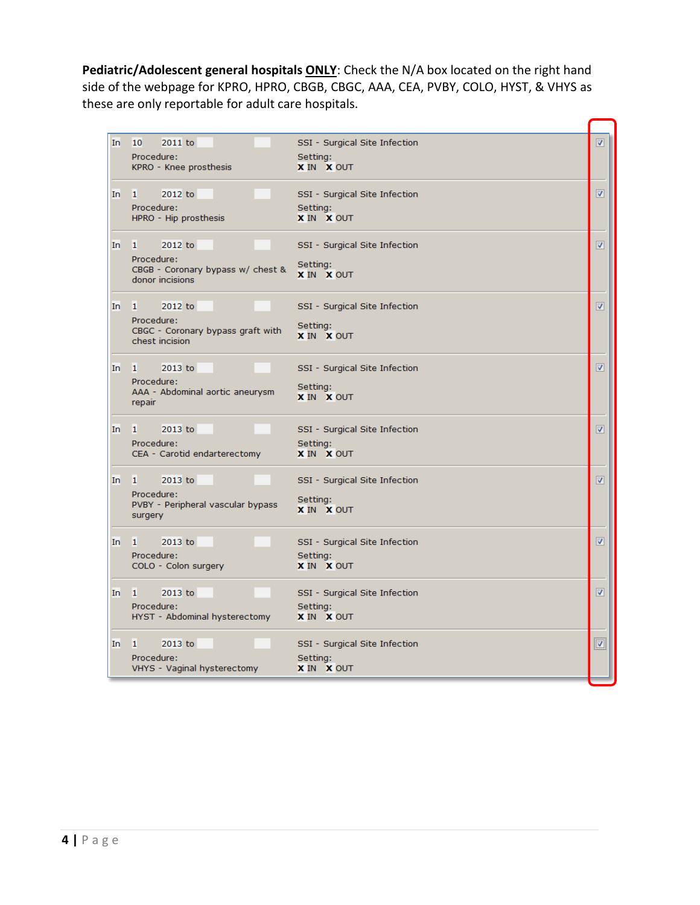**Pediatric/Adolescent general hospitals ONLY**: Check the N/A box located on the right hand side of the webpage for KPRO, HPRO, CBGB, CBGC, AAA, CEA, PVBY, COLO, HYST, & VHYS as these are only reportable for adult care hospitals.

| In | Start | Year | to | | Procedure | Event | Setting | N/A |
|---|---|---|---|---|---|---|---|---|
| In | 10 | 2011 | to | | KPRO - Knee prosthesis | SSI - Surgical Site Infection | X IN X OUT | ☑ |
| In | 1 | 2012 | to | | HPRO - Hip prosthesis | SSI - Surgical Site Infection | X IN X OUT | ☑ |
| In | 1 | 2012 | to | | CBGB - Coronary bypass w/ chest & donor incisions | SSI - Surgical Site Infection | X IN X OUT | ☑ |
| In | 1 | 2012 | to | | CBGC - Coronary bypass graft with chest incision | SSI - Surgical Site Infection | X IN X OUT | ☑ |
| In | 1 | 2013 | to | | AAA - Abdominal aortic aneurysm repair | SSI - Surgical Site Infection | X IN X OUT | ☑ |
| In | 1 | 2013 | to | | CEA - Carotid endarterectomy | SSI - Surgical Site Infection | X IN X OUT | ☑ |
| In | 1 | 2013 | to | | PVBY - Peripheral vascular bypass surgery | SSI - Surgical Site Infection | X IN X OUT | ☑ |
| In | 1 | 2013 | to | | COLO - Colon surgery | SSI - Surgical Site Infection | X IN X OUT | ☑ |
| In | 1 | 2013 | to | | HYST - Abdominal hysterectomy | SSI - Surgical Site Infection | X IN X OUT | ☑ |
| In | 1 | 2013 | to | | VHYS - Vaginal hysterectomy | SSI - Surgical Site Infection | X IN X OUT | ☑ |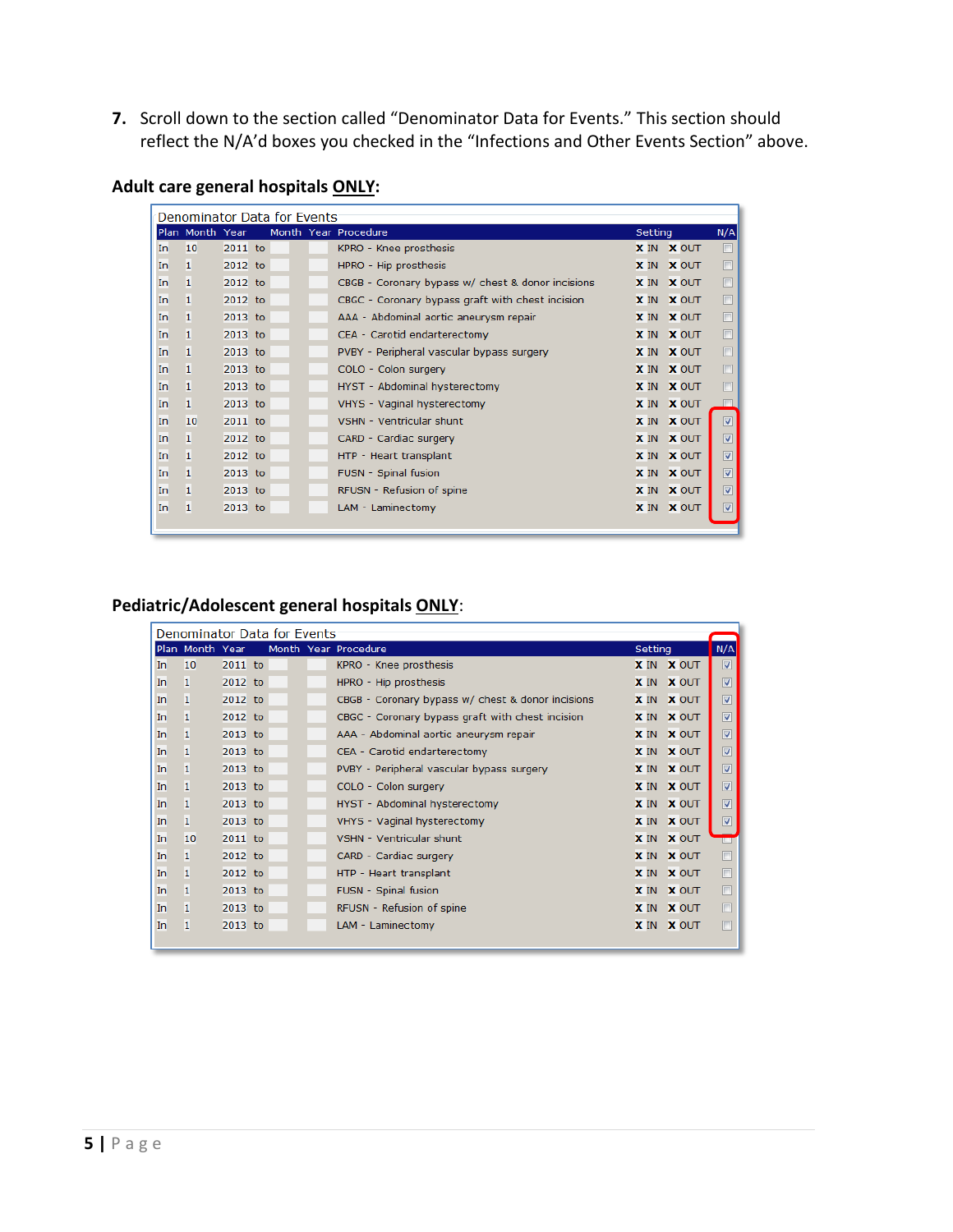7. Scroll down to the section called "Denominator Data for Events." This section should reflect the N/A'd boxes you checked in the "Infections and Other Events Section" above.

**Adult care general hospitals ONLY:**

Denominator Data for Events

| Plan | Month | Year | | Month | Year | Procedure | Setting | | N/A |
|---|---|---|---|---|---|---|---|---|---|
| In | 10 | 2011 | to | | | KPRO - Knee prosthesis | X IN | X OUT | ☐ |
| In | 1 | 2012 | to | | | HPRO - Hip prosthesis | X IN | X OUT | ☐ |
| In | 1 | 2012 | to | | | CBGB - Coronary bypass w/ chest & donor incisions | X IN | X OUT | ☐ |
| In | 1 | 2012 | to | | | CBGC - Coronary bypass graft with chest incision | X IN | X OUT | ☐ |
| In | 1 | 2013 | to | | | AAA - Abdominal aortic aneurysm repair | X IN | X OUT | ☐ |
| In | 1 | 2013 | to | | | CEA - Carotid endarterectomy | X IN | X OUT | ☐ |
| In | 1 | 2013 | to | | | PVBY - Peripheral vascular bypass surgery | X IN | X OUT | ☐ |
| In | 1 | 2013 | to | | | COLO - Colon surgery | X IN | X OUT | ☐ |
| In | 1 | 2013 | to | | | HYST - Abdominal hysterectomy | X IN | X OUT | ☐ |
| In | 1 | 2013 | to | | | VHYS - Vaginal hysterectomy | X IN | X OUT | ☐ |
| In | 10 | 2011 | to | | | VSHN - Ventricular shunt | X IN | X OUT | ☑ |
| In | 1 | 2012 | to | | | CARD - Cardiac surgery | X IN | X OUT | ☑ |
| In | 1 | 2012 | to | | | HTP - Heart transplant | X IN | X OUT | ☑ |
| In | 1 | 2013 | to | | | FUSN - Spinal fusion | X IN | X OUT | ☑ |
| In | 1 | 2013 | to | | | RFUSN - Refusion of spine | X IN | X OUT | ☑ |
| In | 1 | 2013 | to | | | LAM - Laminectomy | X IN | X OUT | ☑ |

**Pediatric/Adolescent general hospitals ONLY:**

Denominator Data for Events

| Plan | Month | Year | | Month | Year | Procedure | Setting | | N/A |
|---|---|---|---|---|---|---|---|---|---|
| In | 10 | 2011 | to | | | KPRO - Knee prosthesis | X IN | X OUT | ☑ |
| In | 1 | 2012 | to | | | HPRO - Hip prosthesis | X IN | X OUT | ☑ |
| In | 1 | 2012 | to | | | CBGB - Coronary bypass w/ chest & donor incisions | X IN | X OUT | ☑ |
| In | 1 | 2012 | to | | | CBGC - Coronary bypass graft with chest incision | X IN | X OUT | ☑ |
| In | 1 | 2013 | to | | | AAA - Abdominal aortic aneurysm repair | X IN | X OUT | ☑ |
| In | 1 | 2013 | to | | | CEA - Carotid endarterectomy | X IN | X OUT | ☑ |
| In | 1 | 2013 | to | | | PVBY - Peripheral vascular bypass surgery | X IN | X OUT | ☑ |
| In | 1 | 2013 | to | | | COLO - Colon surgery | X IN | X OUT | ☑ |
| In | 1 | 2013 | to | | | HYST - Abdominal hysterectomy | X IN | X OUT | ☑ |
| In | 1 | 2013 | to | | | VHYS - Vaginal hysterectomy | X IN | X OUT | ☑ |
| In | 10 | 2011 | to | | | VSHN - Ventricular shunt | X IN | X OUT | ☐ |
| In | 1 | 2012 | to | | | CARD - Cardiac surgery | X IN | X OUT | ☐ |
| In | 1 | 2012 | to | | | HTP - Heart transplant | X IN | X OUT | ☐ |
| In | 1 | 2013 | to | | | FUSN - Spinal fusion | X IN | X OUT | ☐ |
| In | 1 | 2013 | to | | | RFUSN - Refusion of spine | X IN | X OUT | ☐ |
| In | 1 | 2013 | to | | | LAM - Laminectomy | X IN | X OUT | ☐ |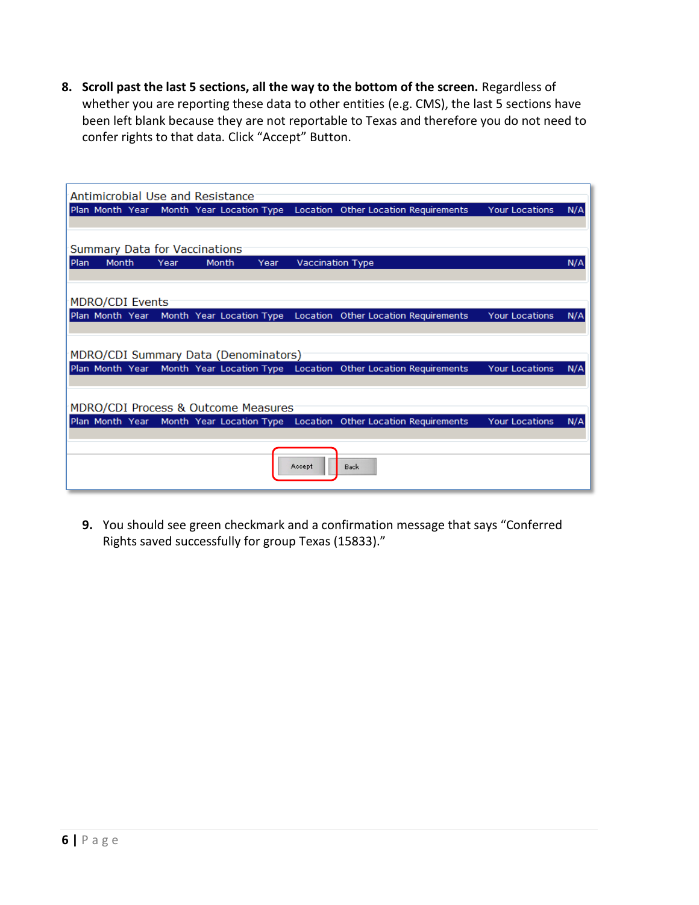8. **Scroll past the last 5 sections, all the way to the bottom of the screen.** Regardless of whether you are reporting these data to other entities (e.g. CMS), the last 5 sections have been left blank because they are not reportable to Texas and therefore you do not need to confer rights to that data. Click "Accept" Button.

Antimicrobial Use and Resistance

| Plan | Month | Year | Month | Year | Location Type | Location | Other Location Requirements | Your Locations | N/A |
|---|---|---|---|---|---|---|---|---|---|
| | | | | | | | | | |

Summary Data for Vaccinations

| Plan | Month | Year | Month | Year | Vaccination Type | N/A |
|---|---|---|---|---|---|---|
| | | | | | | |

MDRO/CDI Events

| Plan | Month | Year | Month | Year | Location Type | Location | Other Location Requirements | Your Locations | N/A |
|---|---|---|---|---|---|---|---|---|---|
| | | | | | | | | | |

MDRO/CDI Summary Data (Denominators)

| Plan | Month | Year | Month | Year | Location Type | Location | Other Location Requirements | Your Locations | N/A |
|---|---|---|---|---|---|---|---|---|---|
| | | | | | | | | | |

MDRO/CDI Process & Outcome Measures

| Plan | Month | Year | Month | Year | Location Type | Location | Other Location Requirements | Your Locations | N/A |
|---|---|---|---|---|---|---|---|---|---|
| | | | | | | | | | |

Accept Back

9. You should see green checkmark and a confirmation message that says "Conferred Rights saved successfully for group Texas (15833)."